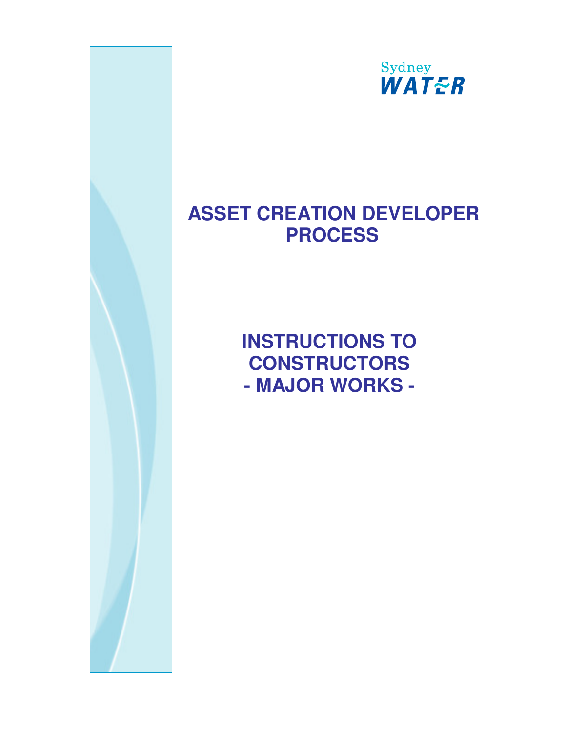Sydney WATER

# ASSET CREATION DEVELOPER PROCESS

# INSTRUCTIONS TO CONSTRUCTORS - MAJOR WORKS -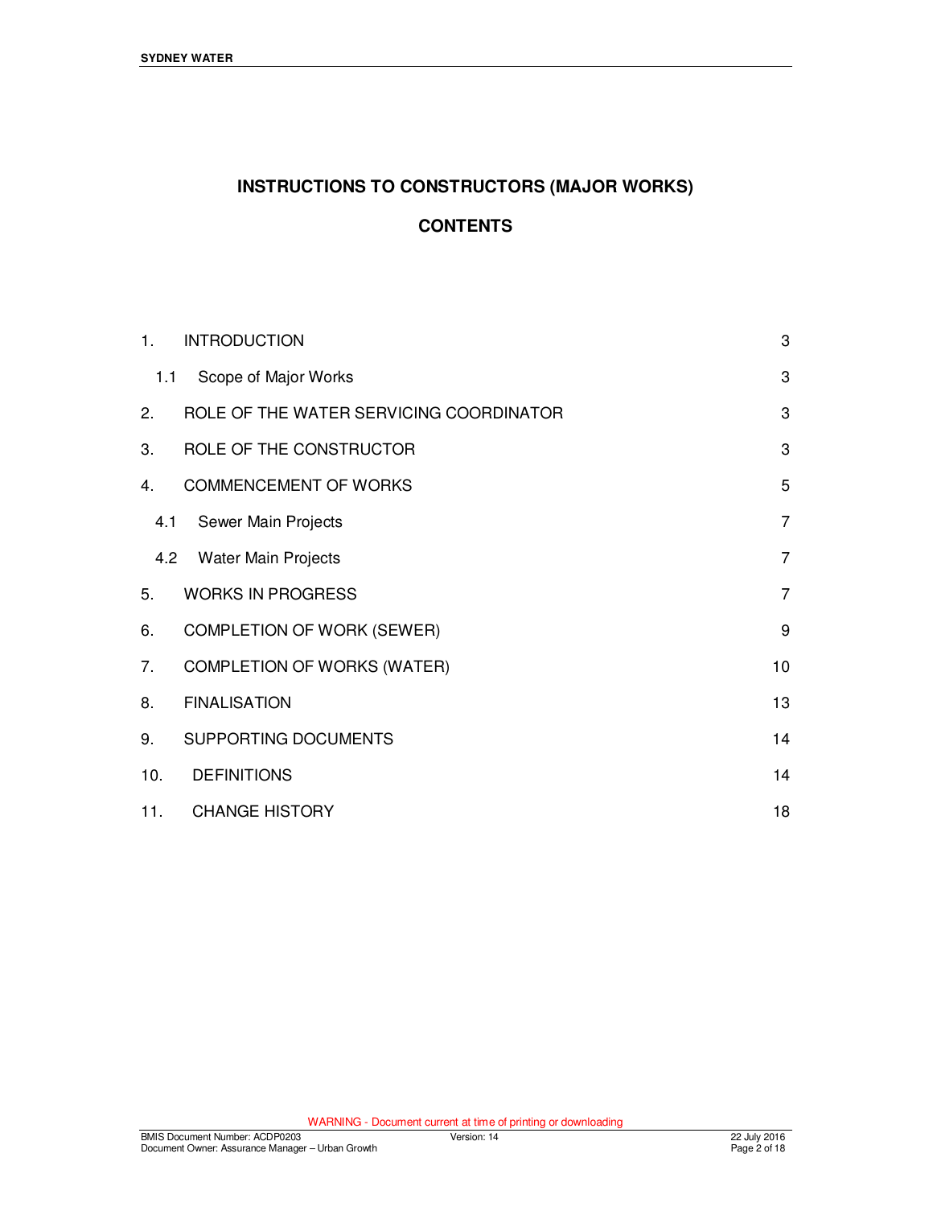# INSTRUCTIONS TO CONSTRUCTORS (MAJOR WORKS)

## CONTENTS

| | | |
|---|---|---|
| 1. | INTRODUCTION | 3 |
| 1.1 | Scope of Major Works | 3 |
| 2. | ROLE OF THE WATER SERVICING COORDINATOR | 3 |
| 3. | ROLE OF THE CONSTRUCTOR | 3 |
| 4. | COMMENCEMENT OF WORKS | 5 |
| 4.1 | Sewer Main Projects | 7 |
| 4.2 | Water Main Projects | 7 |
| 5. | WORKS IN PROGRESS | 7 |
| 6. | COMPLETION OF WORK (SEWER) | 9 |
| 7. | COMPLETION OF WORKS (WATER) | 10 |
| 8. | FINALISATION | 13 |
| 9. | SUPPORTING DOCUMENTS | 14 |
| 10. | DEFINITIONS | 14 |
| 11. | CHANGE HISTORY | 18 |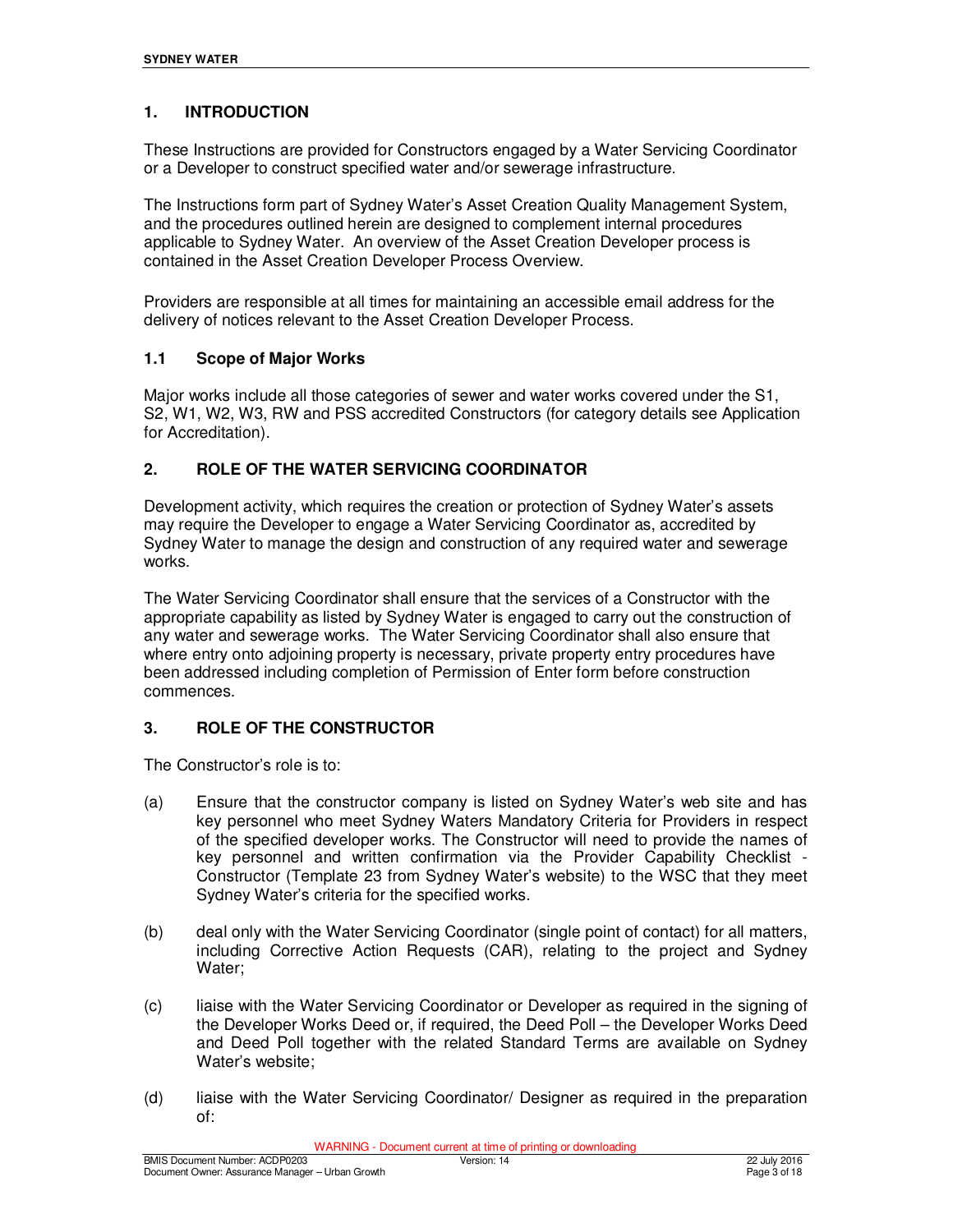## 1. INTRODUCTION

These Instructions are provided for Constructors engaged by a Water Servicing Coordinator or a Developer to construct specified water and/or sewerage infrastructure.

The Instructions form part of Sydney Water's Asset Creation Quality Management System, and the procedures outlined herein are designed to complement internal procedures applicable to Sydney Water. An overview of the Asset Creation Developer process is contained in the Asset Creation Developer Process Overview.

Providers are responsible at all times for maintaining an accessible email address for the delivery of notices relevant to the Asset Creation Developer Process.

### 1.1 Scope of Major Works

Major works include all those categories of sewer and water works covered under the S1, S2, W1, W2, W3, RW and PSS accredited Constructors (for category details see Application for Accreditation).

## 2. ROLE OF THE WATER SERVICING COORDINATOR

Development activity, which requires the creation or protection of Sydney Water's assets may require the Developer to engage a Water Servicing Coordinator as, accredited by Sydney Water to manage the design and construction of any required water and sewerage works.

The Water Servicing Coordinator shall ensure that the services of a Constructor with the appropriate capability as listed by Sydney Water is engaged to carry out the construction of any water and sewerage works. The Water Servicing Coordinator shall also ensure that where entry onto adjoining property is necessary, private property entry procedures have been addressed including completion of Permission of Enter form before construction commences.

## 3. ROLE OF THE CONSTRUCTOR

The Constructor's role is to:

(a) Ensure that the constructor company is listed on Sydney Water's web site and has key personnel who meet Sydney Waters Mandatory Criteria for Providers in respect of the specified developer works. The Constructor will need to provide the names of key personnel and written confirmation via the Provider Capability Checklist - Constructor (Template 23 from Sydney Water's website) to the WSC that they meet Sydney Water's criteria for the specified works.

(b) deal only with the Water Servicing Coordinator (single point of contact) for all matters, including Corrective Action Requests (CAR), relating to the project and Sydney Water;

(c) liaise with the Water Servicing Coordinator or Developer as required in the signing of the Developer Works Deed or, if required, the Deed Poll – the Developer Works Deed and Deed Poll together with the related Standard Terms are available on Sydney Water's website;

(d) liaise with the Water Servicing Coordinator/ Designer as required in the preparation of: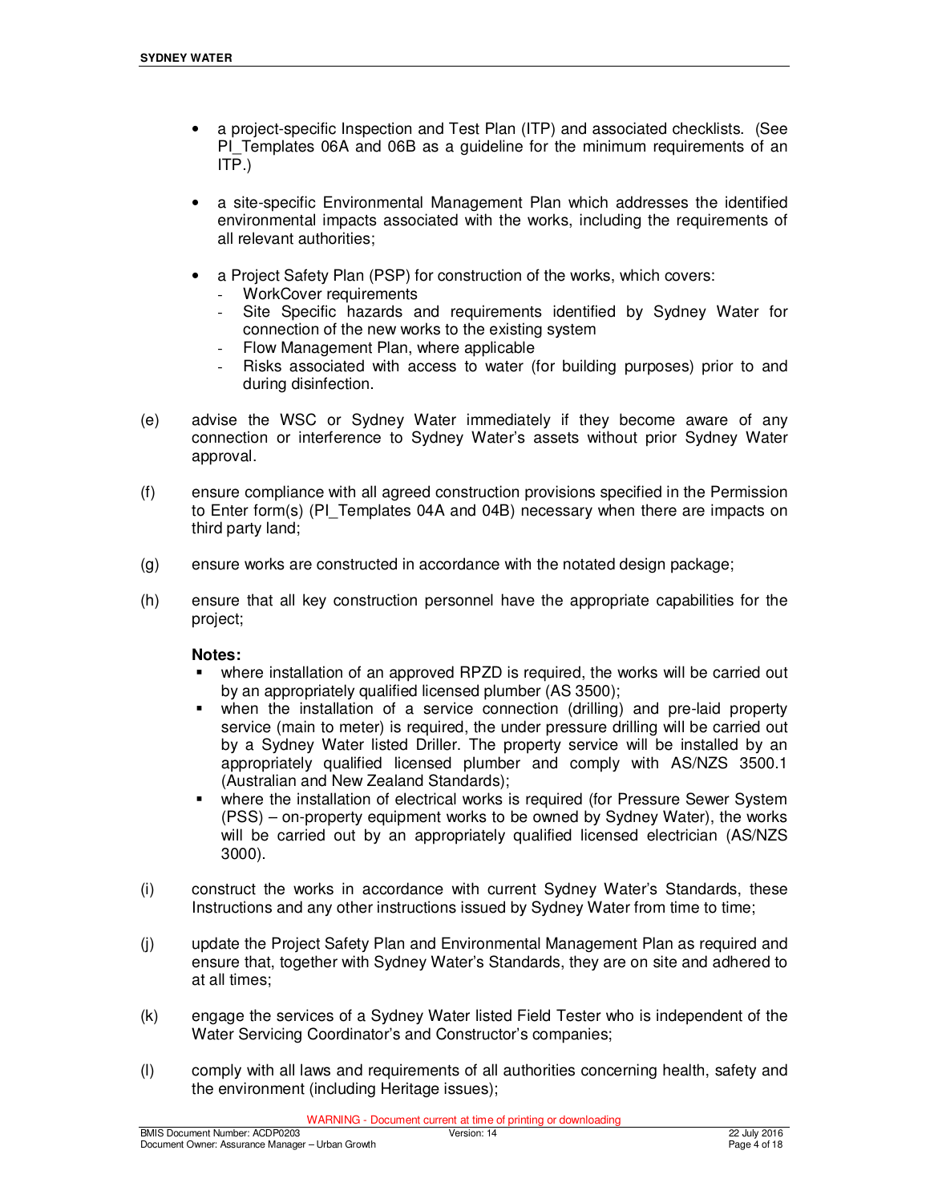- a project-specific Inspection and Test Plan (ITP) and associated checklists. (See PI_Templates 06A and 06B as a guideline for the minimum requirements of an ITP.)

- a site-specific Environmental Management Plan which addresses the identified environmental impacts associated with the works, including the requirements of all relevant authorities;

- a Project Safety Plan (PSP) for construction of the works, which covers:
  - WorkCover requirements
  - Site Specific hazards and requirements identified by Sydney Water for connection of the new works to the existing system
  - Flow Management Plan, where applicable
  - Risks associated with access to water (for building purposes) prior to and during disinfection.

(e) advise the WSC or Sydney Water immediately if they become aware of any connection or interference to Sydney Water's assets without prior Sydney Water approval.

(f) ensure compliance with all agreed construction provisions specified in the Permission to Enter form(s) (PI_Templates 04A and 04B) necessary when there are impacts on third party land;

(g) ensure works are constructed in accordance with the notated design package;

(h) ensure that all key construction personnel have the appropriate capabilities for the project;

**Notes:**

- where installation of an approved RPZD is required, the works will be carried out by an appropriately qualified licensed plumber (AS 3500);
- when the installation of a service connection (drilling) and pre-laid property service (main to meter) is required, the under pressure drilling will be carried out by a Sydney Water listed Driller. The property service will be installed by an appropriately qualified licensed plumber and comply with AS/NZS 3500.1 (Australian and New Zealand Standards);
- where the installation of electrical works is required (for Pressure Sewer System (PSS) – on-property equipment works to be owned by Sydney Water), the works will be carried out by an appropriately qualified licensed electrician (AS/NZS 3000).

(i) construct the works in accordance with current Sydney Water's Standards, these Instructions and any other instructions issued by Sydney Water from time to time;

(j) update the Project Safety Plan and Environmental Management Plan as required and ensure that, together with Sydney Water's Standards, they are on site and adhered to at all times;

(k) engage the services of a Sydney Water listed Field Tester who is independent of the Water Servicing Coordinator's and Constructor's companies;

(l) comply with all laws and requirements of all authorities concerning health, safety and the environment (including Heritage issues);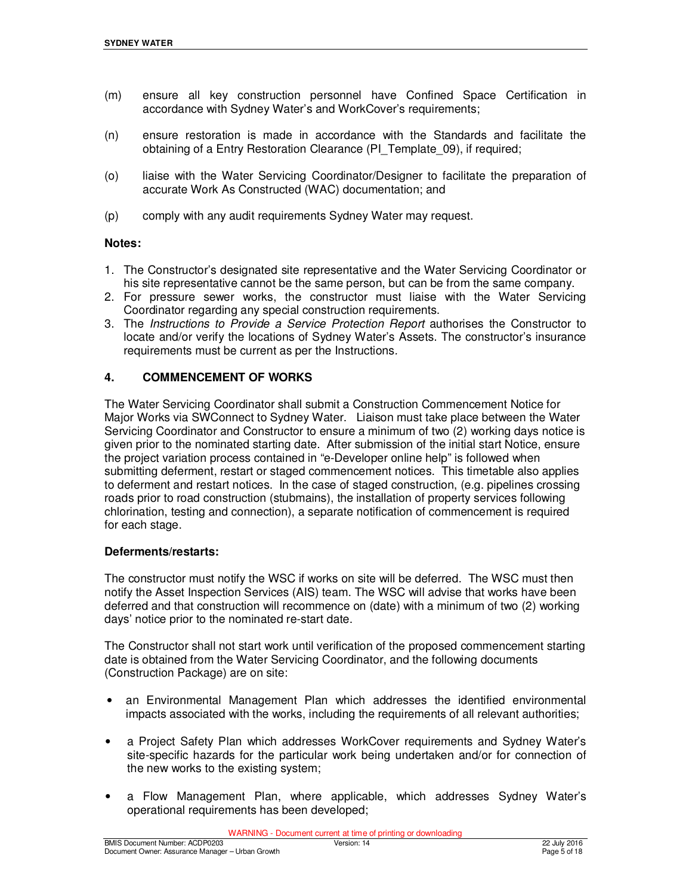(m) ensure all key construction personnel have Confined Space Certification in accordance with Sydney Water's and WorkCover's requirements;

(n) ensure restoration is made in accordance with the Standards and facilitate the obtaining of a Entry Restoration Clearance (PI_Template_09), if required;

(o) liaise with the Water Servicing Coordinator/Designer to facilitate the preparation of accurate Work As Constructed (WAC) documentation; and

(p) comply with any audit requirements Sydney Water may request.

**Notes:**

1. The Constructor's designated site representative and the Water Servicing Coordinator or his site representative cannot be the same person, but can be from the same company.
2. For pressure sewer works, the constructor must liaise with the Water Servicing Coordinator regarding any special construction requirements.
3. The *Instructions to Provide a Service Protection Report* authorises the Constructor to locate and/or verify the locations of Sydney Water's Assets. The constructor's insurance requirements must be current as per the Instructions.

## 4. COMMENCEMENT OF WORKS

The Water Servicing Coordinator shall submit a Construction Commencement Notice for Major Works via SWConnect to Sydney Water. Liaison must take place between the Water Servicing Coordinator and Constructor to ensure a minimum of two (2) working days notice is given prior to the nominated starting date. After submission of the initial start Notice, ensure the project variation process contained in "e-Developer online help" is followed when submitting deferment, restart or staged commencement notices. This timetable also applies to deferment and restart notices. In the case of staged construction, (e.g. pipelines crossing roads prior to road construction (stubmains), the installation of property services following chlorination, testing and connection), a separate notification of commencement is required for each stage.

**Deferments/restarts:**

The constructor must notify the WSC if works on site will be deferred. The WSC must then notify the Asset Inspection Services (AIS) team. The WSC will advise that works have been deferred and that construction will recommence on (date) with a minimum of two (2) working days' notice prior to the nominated re-start date.

The Constructor shall not start work until verification of the proposed commencement starting date is obtained from the Water Servicing Coordinator, and the following documents (Construction Package) are on site:

- an Environmental Management Plan which addresses the identified environmental impacts associated with the works, including the requirements of all relevant authorities;
- a Project Safety Plan which addresses WorkCover requirements and Sydney Water's site-specific hazards for the particular work being undertaken and/or for connection of the new works to the existing system;
- a Flow Management Plan, where applicable, which addresses Sydney Water's operational requirements has been developed;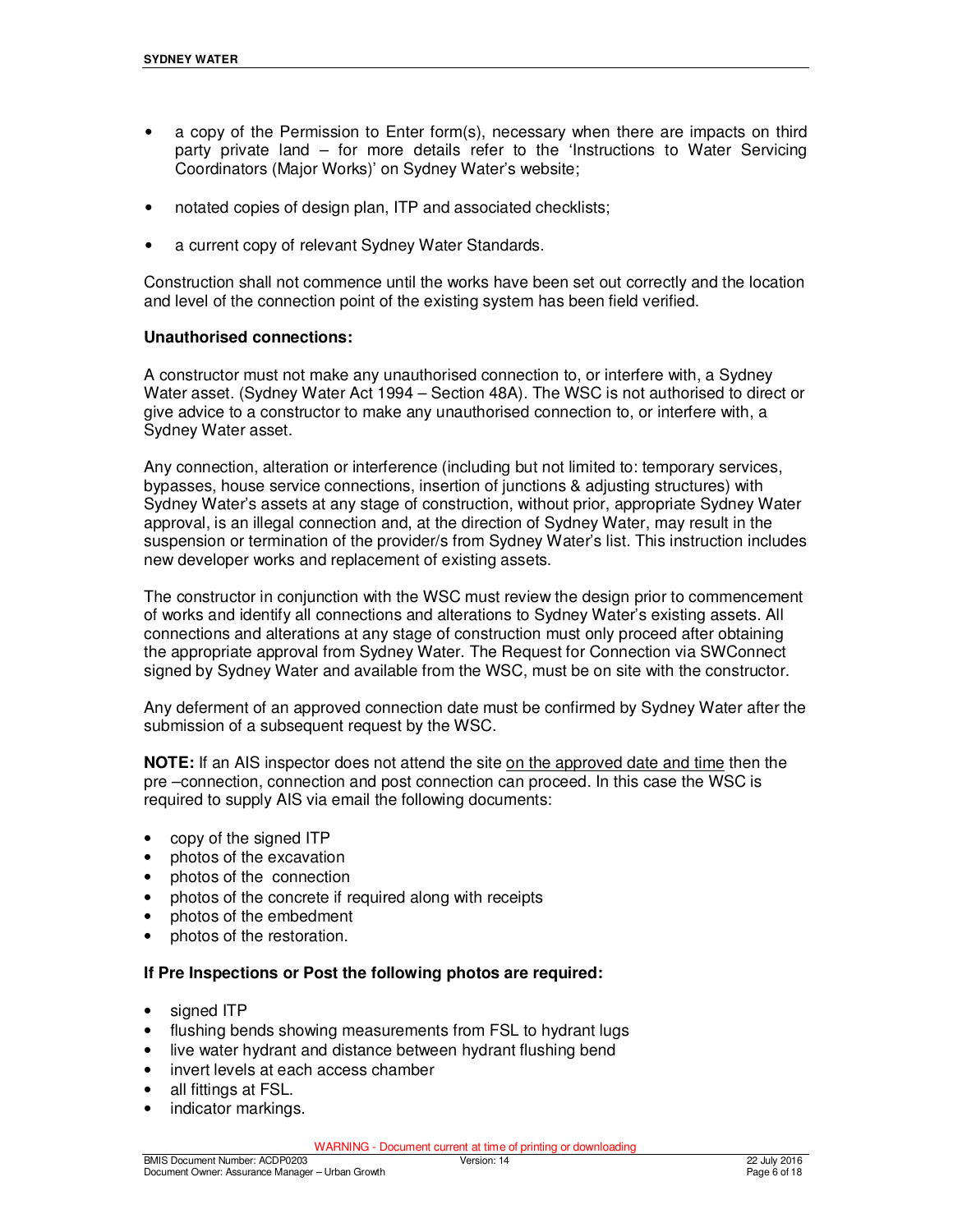- a copy of the Permission to Enter form(s), necessary when there are impacts on third party private land – for more details refer to the 'Instructions to Water Servicing Coordinators (Major Works)' on Sydney Water's website;
- notated copies of design plan, ITP and associated checklists;
- a current copy of relevant Sydney Water Standards.

Construction shall not commence until the works have been set out correctly and the location and level of the connection point of the existing system has been field verified.

**Unauthorised connections:**

A constructor must not make any unauthorised connection to, or interfere with, a Sydney Water asset. (Sydney Water Act 1994 – Section 48A). The WSC is not authorised to direct or give advice to a constructor to make any unauthorised connection to, or interfere with, a Sydney Water asset.

Any connection, alteration or interference (including but not limited to: temporary services, bypasses, house service connections, insertion of junctions & adjusting structures) with Sydney Water's assets at any stage of construction, without prior, appropriate Sydney Water approval, is an illegal connection and, at the direction of Sydney Water, may result in the suspension or termination of the provider/s from Sydney Water's list. This instruction includes new developer works and replacement of existing assets.

The constructor in conjunction with the WSC must review the design prior to commencement of works and identify all connections and alterations to Sydney Water's existing assets. All connections and alterations at any stage of construction must only proceed after obtaining the appropriate approval from Sydney Water. The Request for Connection via SWConnect signed by Sydney Water and available from the WSC, must be on site with the constructor.

Any deferment of an approved connection date must be confirmed by Sydney Water after the submission of a subsequent request by the WSC.

**NOTE:** If an AIS inspector does not attend the site on the approved date and time then the pre –connection, connection and post connection can proceed. In this case the WSC is required to supply AIS via email the following documents:

- copy of the signed ITP
- photos of the excavation
- photos of the connection
- photos of the concrete if required along with receipts
- photos of the embedment
- photos of the restoration.

**If Pre Inspections or Post the following photos are required:**

- signed ITP
- flushing bends showing measurements from FSL to hydrant lugs
- live water hydrant and distance between hydrant flushing bend
- invert levels at each access chamber
- all fittings at FSL.
- indicator markings.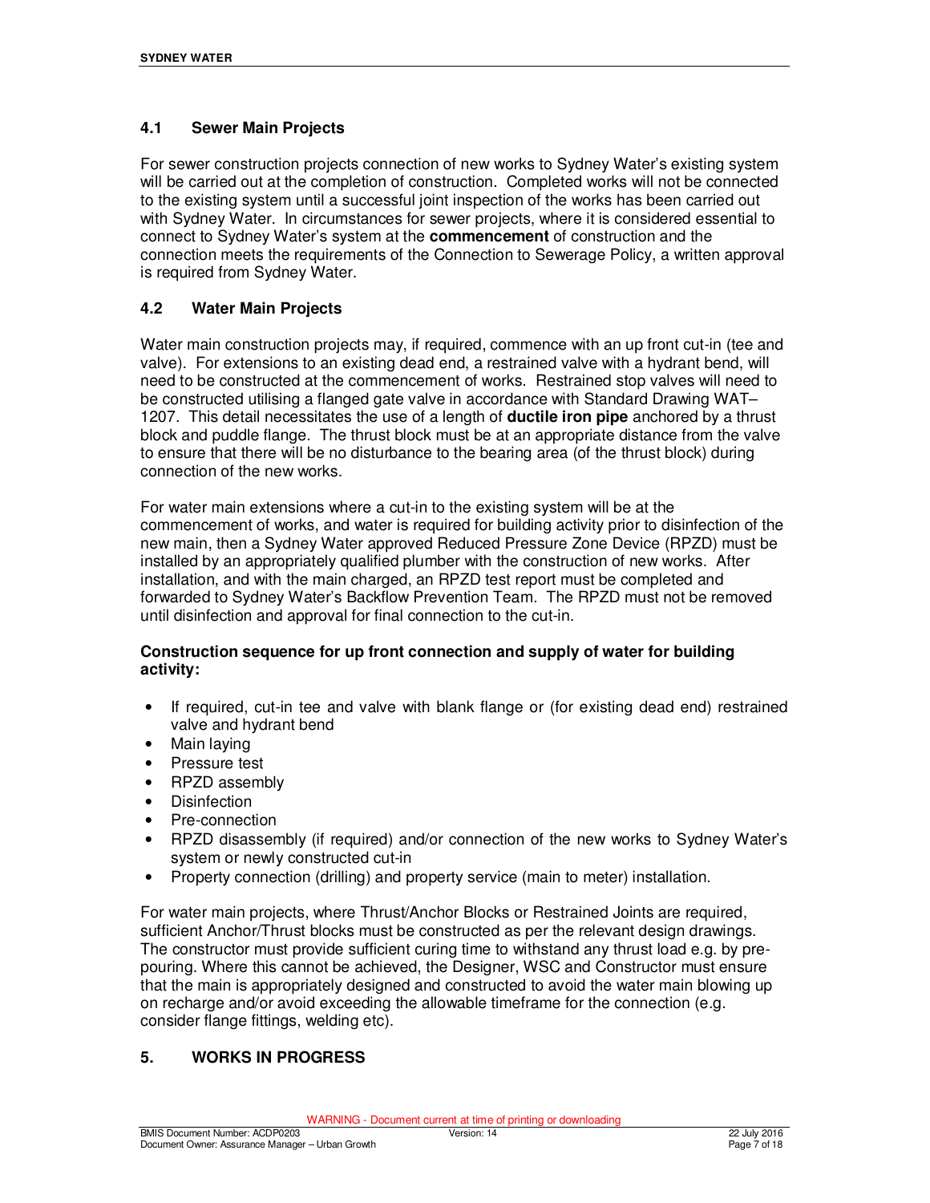### 4.1 Sewer Main Projects

For sewer construction projects connection of new works to Sydney Water's existing system will be carried out at the completion of construction. Completed works will not be connected to the existing system until a successful joint inspection of the works has been carried out with Sydney Water. In circumstances for sewer projects, where it is considered essential to connect to Sydney Water's system at the **commencement** of construction and the connection meets the requirements of the Connection to Sewerage Policy, a written approval is required from Sydney Water.

### 4.2 Water Main Projects

Water main construction projects may, if required, commence with an up front cut-in (tee and valve). For extensions to an existing dead end, a restrained valve with a hydrant bend, will need to be constructed at the commencement of works. Restrained stop valves will need to be constructed utilising a flanged gate valve in accordance with Standard Drawing WAT–1207. This detail necessitates the use of a length of **ductile iron pipe** anchored by a thrust block and puddle flange. The thrust block must be at an appropriate distance from the valve to ensure that there will be no disturbance to the bearing area (of the thrust block) during connection of the new works.

For water main extensions where a cut-in to the existing system will be at the commencement of works, and water is required for building activity prior to disinfection of the new main, then a Sydney Water approved Reduced Pressure Zone Device (RPZD) must be installed by an appropriately qualified plumber with the construction of new works. After installation, and with the main charged, an RPZD test report must be completed and forwarded to Sydney Water's Backflow Prevention Team. The RPZD must not be removed until disinfection and approval for final connection to the cut-in.

**Construction sequence for up front connection and supply of water for building activity:**

- If required, cut-in tee and valve with blank flange or (for existing dead end) restrained valve and hydrant bend
- Main laying
- Pressure test
- RPZD assembly
- Disinfection
- Pre-connection
- RPZD disassembly (if required) and/or connection of the new works to Sydney Water's system or newly constructed cut-in
- Property connection (drilling) and property service (main to meter) installation.

For water main projects, where Thrust/Anchor Blocks or Restrained Joints are required, sufficient Anchor/Thrust blocks must be constructed as per the relevant design drawings. The constructor must provide sufficient curing time to withstand any thrust load e.g. by pre-pouring. Where this cannot be achieved, the Designer, WSC and Constructor must ensure that the main is appropriately designed and constructed to avoid the water main blowing up on recharge and/or avoid exceeding the allowable timeframe for the connection (e.g. consider flange fittings, welding etc).

## 5. WORKS IN PROGRESS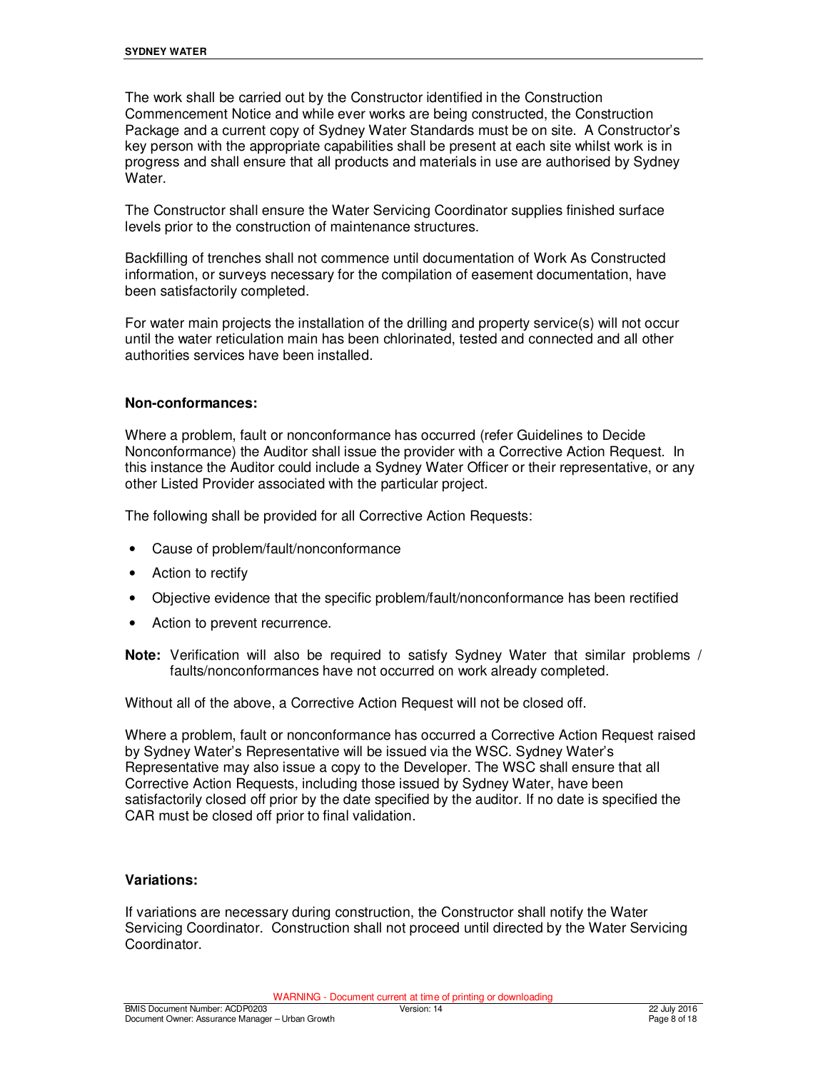The work shall be carried out by the Constructor identified in the Construction Commencement Notice and while ever works are being constructed, the Construction Package and a current copy of Sydney Water Standards must be on site. A Constructor's key person with the appropriate capabilities shall be present at each site whilst work is in progress and shall ensure that all products and materials in use are authorised by Sydney Water.

The Constructor shall ensure the Water Servicing Coordinator supplies finished surface levels prior to the construction of maintenance structures.

Backfilling of trenches shall not commence until documentation of Work As Constructed information, or surveys necessary for the compilation of easement documentation, have been satisfactorily completed.

For water main projects the installation of the drilling and property service(s) will not occur until the water reticulation main has been chlorinated, tested and connected and all other authorities services have been installed.

**Non-conformances:**

Where a problem, fault or nonconformance has occurred (refer Guidelines to Decide Nonconformance) the Auditor shall issue the provider with a Corrective Action Request. In this instance the Auditor could include a Sydney Water Officer or their representative, or any other Listed Provider associated with the particular project.

The following shall be provided for all Corrective Action Requests:

- Cause of problem/fault/nonconformance
- Action to rectify
- Objective evidence that the specific problem/fault/nonconformance has been rectified
- Action to prevent recurrence.

**Note:** Verification will also be required to satisfy Sydney Water that similar problems / faults/nonconformances have not occurred on work already completed.

Without all of the above, a Corrective Action Request will not be closed off.

Where a problem, fault or nonconformance has occurred a Corrective Action Request raised by Sydney Water's Representative will be issued via the WSC. Sydney Water's Representative may also issue a copy to the Developer. The WSC shall ensure that all Corrective Action Requests, including those issued by Sydney Water, have been satisfactorily closed off prior by the date specified by the auditor. If no date is specified the CAR must be closed off prior to final validation.

**Variations:**

If variations are necessary during construction, the Constructor shall notify the Water Servicing Coordinator. Construction shall not proceed until directed by the Water Servicing Coordinator.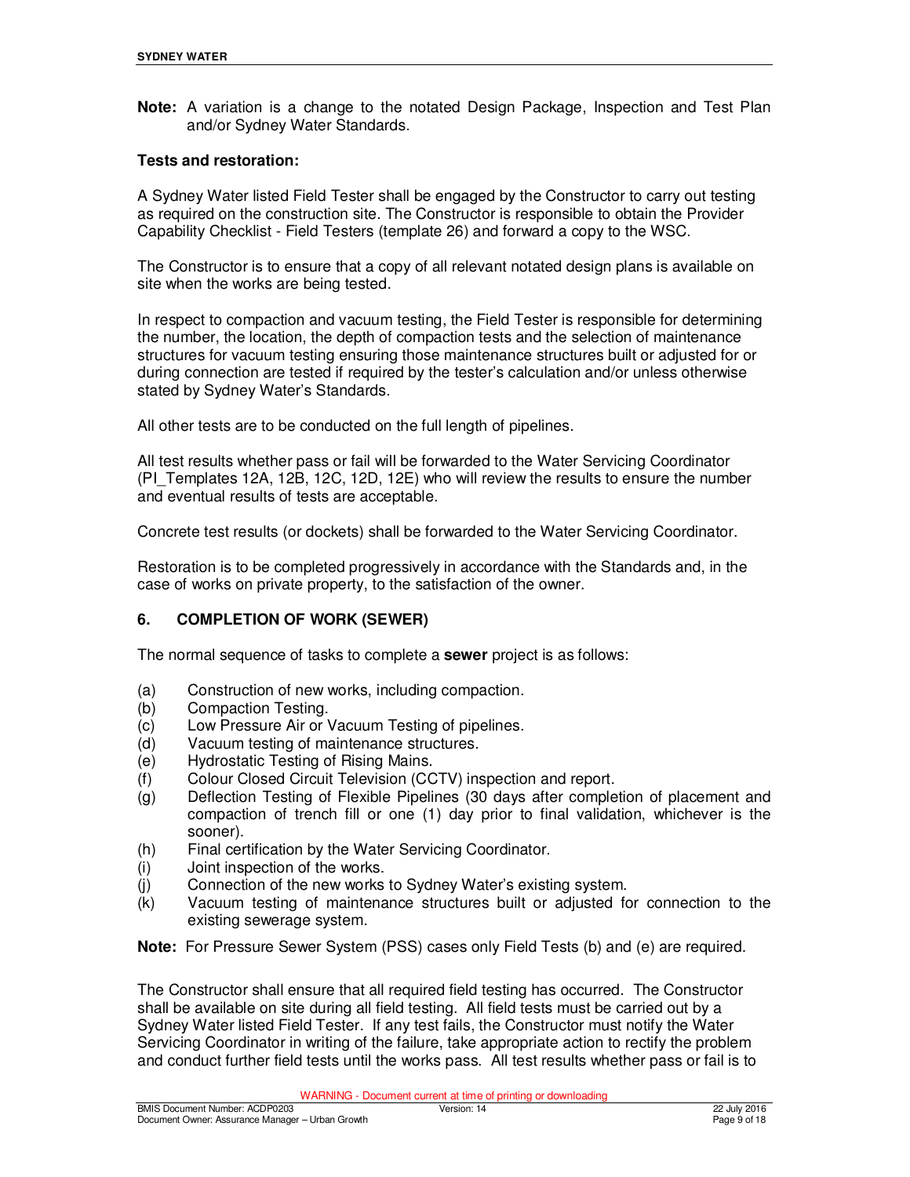**Note:** A variation is a change to the notated Design Package, Inspection and Test Plan and/or Sydney Water Standards.

**Tests and restoration:**

A Sydney Water listed Field Tester shall be engaged by the Constructor to carry out testing as required on the construction site. The Constructor is responsible to obtain the Provider Capability Checklist - Field Testers (template 26) and forward a copy to the WSC.

The Constructor is to ensure that a copy of all relevant notated design plans is available on site when the works are being tested.

In respect to compaction and vacuum testing, the Field Tester is responsible for determining the number, the location, the depth of compaction tests and the selection of maintenance structures for vacuum testing ensuring those maintenance structures built or adjusted for or during connection are tested if required by the tester's calculation and/or unless otherwise stated by Sydney Water's Standards.

All other tests are to be conducted on the full length of pipelines.

All test results whether pass or fail will be forwarded to the Water Servicing Coordinator (PI_Templates 12A, 12B, 12C, 12D, 12E) who will review the results to ensure the number and eventual results of tests are acceptable.

Concrete test results (or dockets) shall be forwarded to the Water Servicing Coordinator.

Restoration is to be completed progressively in accordance with the Standards and, in the case of works on private property, to the satisfaction of the owner.

## 6. COMPLETION OF WORK (SEWER)

The normal sequence of tasks to complete a **sewer** project is as follows:

(a) Construction of new works, including compaction.
(b) Compaction Testing.
(c) Low Pressure Air or Vacuum Testing of pipelines.
(d) Vacuum testing of maintenance structures.
(e) Hydrostatic Testing of Rising Mains.
(f) Colour Closed Circuit Television (CCTV) inspection and report.
(g) Deflection Testing of Flexible Pipelines (30 days after completion of placement and compaction of trench fill or one (1) day prior to final validation, whichever is the sooner).
(h) Final certification by the Water Servicing Coordinator.
(i) Joint inspection of the works.
(j) Connection of the new works to Sydney Water's existing system.
(k) Vacuum testing of maintenance structures built or adjusted for connection to the existing sewerage system.

**Note:** For Pressure Sewer System (PSS) cases only Field Tests (b) and (e) are required.

The Constructor shall ensure that all required field testing has occurred. The Constructor shall be available on site during all field testing. All field tests must be carried out by a Sydney Water listed Field Tester. If any test fails, the Constructor must notify the Water Servicing Coordinator in writing of the failure, take appropriate action to rectify the problem and conduct further field tests until the works pass. All test results whether pass or fail is to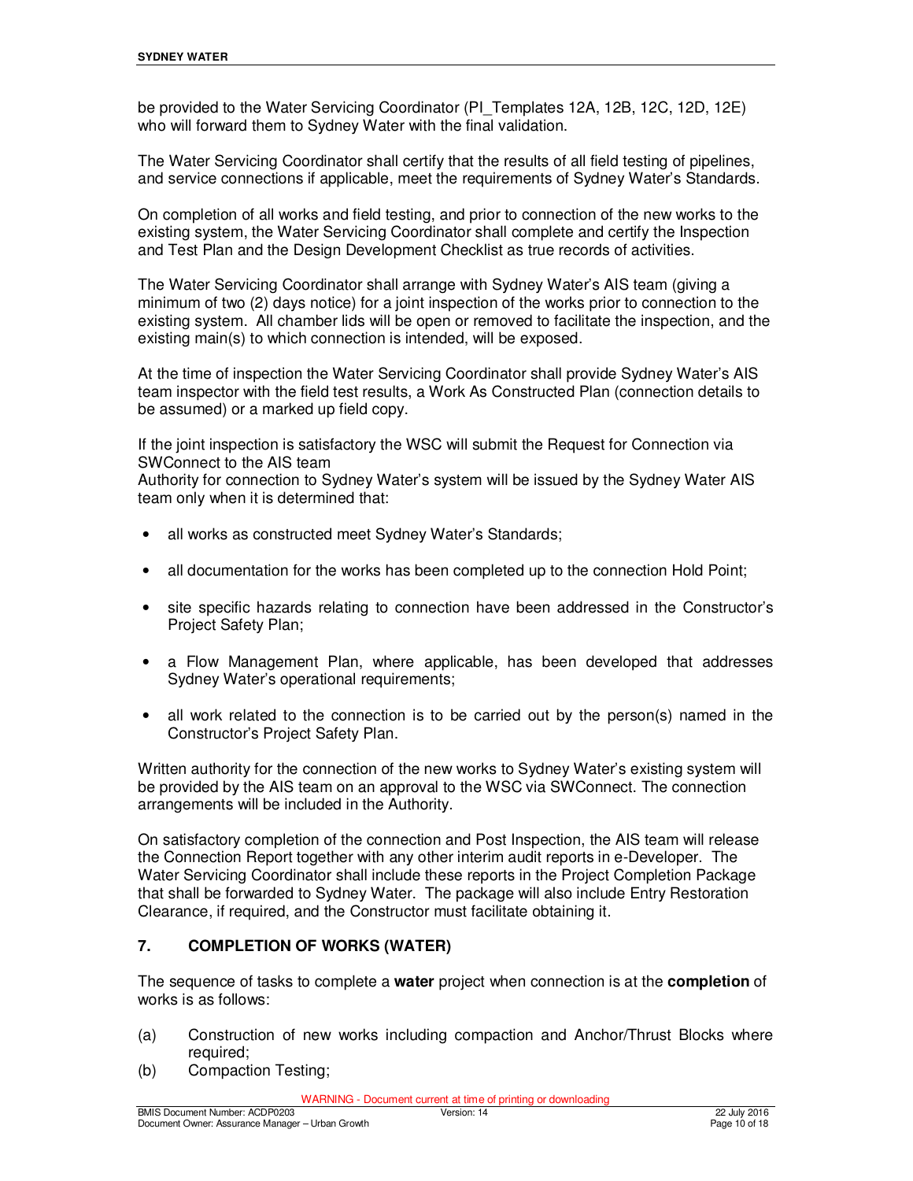be provided to the Water Servicing Coordinator (PI_Templates 12A, 12B, 12C, 12D, 12E) who will forward them to Sydney Water with the final validation.

The Water Servicing Coordinator shall certify that the results of all field testing of pipelines, and service connections if applicable, meet the requirements of Sydney Water's Standards.

On completion of all works and field testing, and prior to connection of the new works to the existing system, the Water Servicing Coordinator shall complete and certify the Inspection and Test Plan and the Design Development Checklist as true records of activities.

The Water Servicing Coordinator shall arrange with Sydney Water's AIS team (giving a minimum of two (2) days notice) for a joint inspection of the works prior to connection to the existing system. All chamber lids will be open or removed to facilitate the inspection, and the existing main(s) to which connection is intended, will be exposed.

At the time of inspection the Water Servicing Coordinator shall provide Sydney Water's AIS team inspector with the field test results, a Work As Constructed Plan (connection details to be assumed) or a marked up field copy.

If the joint inspection is satisfactory the WSC will submit the Request for Connection via SWConnect to the AIS team
Authority for connection to Sydney Water's system will be issued by the Sydney Water AIS team only when it is determined that:

- all works as constructed meet Sydney Water's Standards;
- all documentation for the works has been completed up to the connection Hold Point;
- site specific hazards relating to connection have been addressed in the Constructor's Project Safety Plan;
- a Flow Management Plan, where applicable, has been developed that addresses Sydney Water's operational requirements;
- all work related to the connection is to be carried out by the person(s) named in the Constructor's Project Safety Plan.

Written authority for the connection of the new works to Sydney Water's existing system will be provided by the AIS team on an approval to the WSC via SWConnect. The connection arrangements will be included in the Authority.

On satisfactory completion of the connection and Post Inspection, the AIS team will release the Connection Report together with any other interim audit reports in e-Developer. The Water Servicing Coordinator shall include these reports in the Project Completion Package that shall be forwarded to Sydney Water. The package will also include Entry Restoration Clearance, if required, and the Constructor must facilitate obtaining it.

## 7. COMPLETION OF WORKS (WATER)

The sequence of tasks to complete a **water** project when connection is at the **completion** of works is as follows:

(a) Construction of new works including compaction and Anchor/Thrust Blocks where required;

(b) Compaction Testing;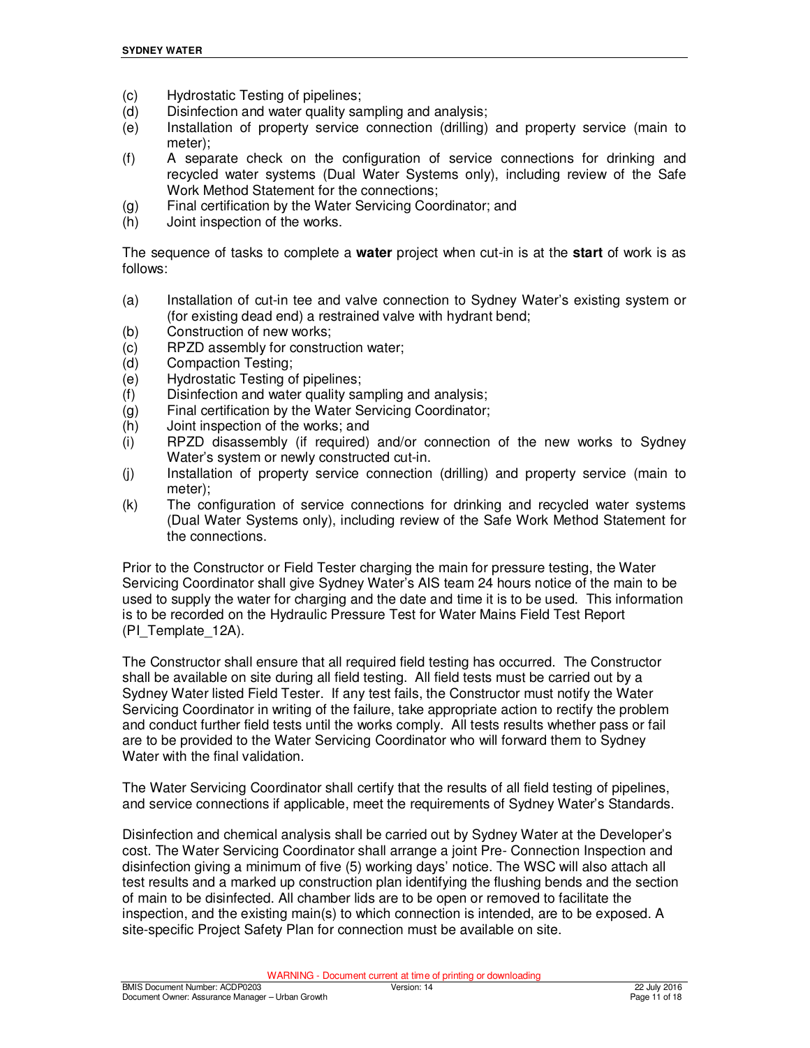(c) Hydrostatic Testing of pipelines;
(d) Disinfection and water quality sampling and analysis;
(e) Installation of property service connection (drilling) and property service (main to meter);
(f) A separate check on the configuration of service connections for drinking and recycled water systems (Dual Water Systems only), including review of the Safe Work Method Statement for the connections;
(g) Final certification by the Water Servicing Coordinator; and
(h) Joint inspection of the works.

The sequence of tasks to complete a **water** project when cut-in is at the **start** of work is as follows:

(a) Installation of cut-in tee and valve connection to Sydney Water's existing system or (for existing dead end) a restrained valve with hydrant bend;
(b) Construction of new works;
(c) RPZD assembly for construction water;
(d) Compaction Testing;
(e) Hydrostatic Testing of pipelines;
(f) Disinfection and water quality sampling and analysis;
(g) Final certification by the Water Servicing Coordinator;
(h) Joint inspection of the works; and
(i) RPZD disassembly (if required) and/or connection of the new works to Sydney Water's system or newly constructed cut-in.
(j) Installation of property service connection (drilling) and property service (main to meter);
(k) The configuration of service connections for drinking and recycled water systems (Dual Water Systems only), including review of the Safe Work Method Statement for the connections.

Prior to the Constructor or Field Tester charging the main for pressure testing, the Water Servicing Coordinator shall give Sydney Water's AIS team 24 hours notice of the main to be used to supply the water for charging and the date and time it is to be used. This information is to be recorded on the Hydraulic Pressure Test for Water Mains Field Test Report (PI_Template_12A).

The Constructor shall ensure that all required field testing has occurred. The Constructor shall be available on site during all field testing. All field tests must be carried out by a Sydney Water listed Field Tester. If any test fails, the Constructor must notify the Water Servicing Coordinator in writing of the failure, take appropriate action to rectify the problem and conduct further field tests until the works comply. All tests results whether pass or fail are to be provided to the Water Servicing Coordinator who will forward them to Sydney Water with the final validation.

The Water Servicing Coordinator shall certify that the results of all field testing of pipelines, and service connections if applicable, meet the requirements of Sydney Water's Standards.

Disinfection and chemical analysis shall be carried out by Sydney Water at the Developer's cost. The Water Servicing Coordinator shall arrange a joint Pre- Connection Inspection and disinfection giving a minimum of five (5) working days' notice. The WSC will also attach all test results and a marked up construction plan identifying the flushing bends and the section of main to be disinfected. All chamber lids are to be open or removed to facilitate the inspection, and the existing main(s) to which connection is intended, are to be exposed. A site-specific Project Safety Plan for connection must be available on site.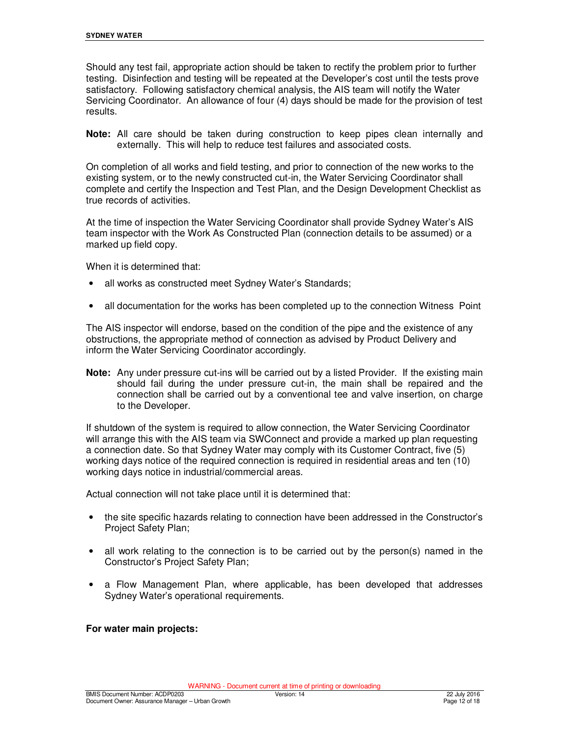Should any test fail, appropriate action should be taken to rectify the problem prior to further testing. Disinfection and testing will be repeated at the Developer's cost until the tests prove satisfactory. Following satisfactory chemical analysis, the AIS team will notify the Water Servicing Coordinator. An allowance of four (4) days should be made for the provision of test results.

**Note:** All care should be taken during construction to keep pipes clean internally and externally. This will help to reduce test failures and associated costs.

On completion of all works and field testing, and prior to connection of the new works to the existing system, or to the newly constructed cut-in, the Water Servicing Coordinator shall complete and certify the Inspection and Test Plan, and the Design Development Checklist as true records of activities.

At the time of inspection the Water Servicing Coordinator shall provide Sydney Water's AIS team inspector with the Work As Constructed Plan (connection details to be assumed) or a marked up field copy.

When it is determined that:

- all works as constructed meet Sydney Water's Standards;
- all documentation for the works has been completed up to the connection Witness Point

The AIS inspector will endorse, based on the condition of the pipe and the existence of any obstructions, the appropriate method of connection as advised by Product Delivery and inform the Water Servicing Coordinator accordingly.

**Note:** Any under pressure cut-ins will be carried out by a listed Provider. If the existing main should fail during the under pressure cut-in, the main shall be repaired and the connection shall be carried out by a conventional tee and valve insertion, on charge to the Developer.

If shutdown of the system is required to allow connection, the Water Servicing Coordinator will arrange this with the AIS team via SWConnect and provide a marked up plan requesting a connection date. So that Sydney Water may comply with its Customer Contract, five (5) working days notice of the required connection is required in residential areas and ten (10) working days notice in industrial/commercial areas.

Actual connection will not take place until it is determined that:

- the site specific hazards relating to connection have been addressed in the Constructor's Project Safety Plan;
- all work relating to the connection is to be carried out by the person(s) named in the Constructor's Project Safety Plan;
- a Flow Management Plan, where applicable, has been developed that addresses Sydney Water's operational requirements.

**For water main projects:**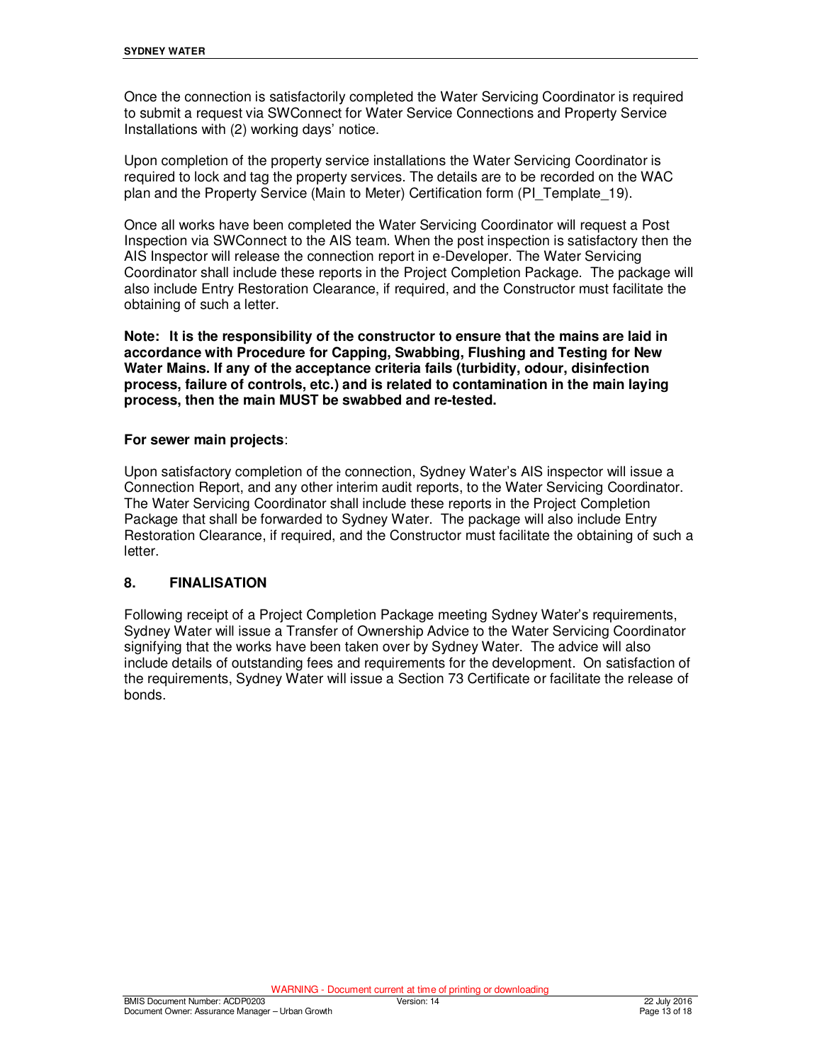Once the connection is satisfactorily completed the Water Servicing Coordinator is required to submit a request via SWConnect for Water Service Connections and Property Service Installations with (2) working days' notice.

Upon completion of the property service installations the Water Servicing Coordinator is required to lock and tag the property services. The details are to be recorded on the WAC plan and the Property Service (Main to Meter) Certification form (PI_Template_19).

Once all works have been completed the Water Servicing Coordinator will request a Post Inspection via SWConnect to the AIS team. When the post inspection is satisfactory then the AIS Inspector will release the connection report in e-Developer. The Water Servicing Coordinator shall include these reports in the Project Completion Package. The package will also include Entry Restoration Clearance, if required, and the Constructor must facilitate the obtaining of such a letter.

**Note: It is the responsibility of the constructor to ensure that the mains are laid in accordance with Procedure for Capping, Swabbing, Flushing and Testing for New Water Mains. If any of the acceptance criteria fails (turbidity, odour, disinfection process, failure of controls, etc.) and is related to contamination in the main laying process, then the main MUST be swabbed and re-tested.**

**For sewer main projects**:

Upon satisfactory completion of the connection, Sydney Water's AIS inspector will issue a Connection Report, and any other interim audit reports, to the Water Servicing Coordinator. The Water Servicing Coordinator shall include these reports in the Project Completion Package that shall be forwarded to Sydney Water. The package will also include Entry Restoration Clearance, if required, and the Constructor must facilitate the obtaining of such a letter.

## 8. FINALISATION

Following receipt of a Project Completion Package meeting Sydney Water's requirements, Sydney Water will issue a Transfer of Ownership Advice to the Water Servicing Coordinator signifying that the works have been taken over by Sydney Water. The advice will also include details of outstanding fees and requirements for the development. On satisfaction of the requirements, Sydney Water will issue a Section 73 Certificate or facilitate the release of bonds.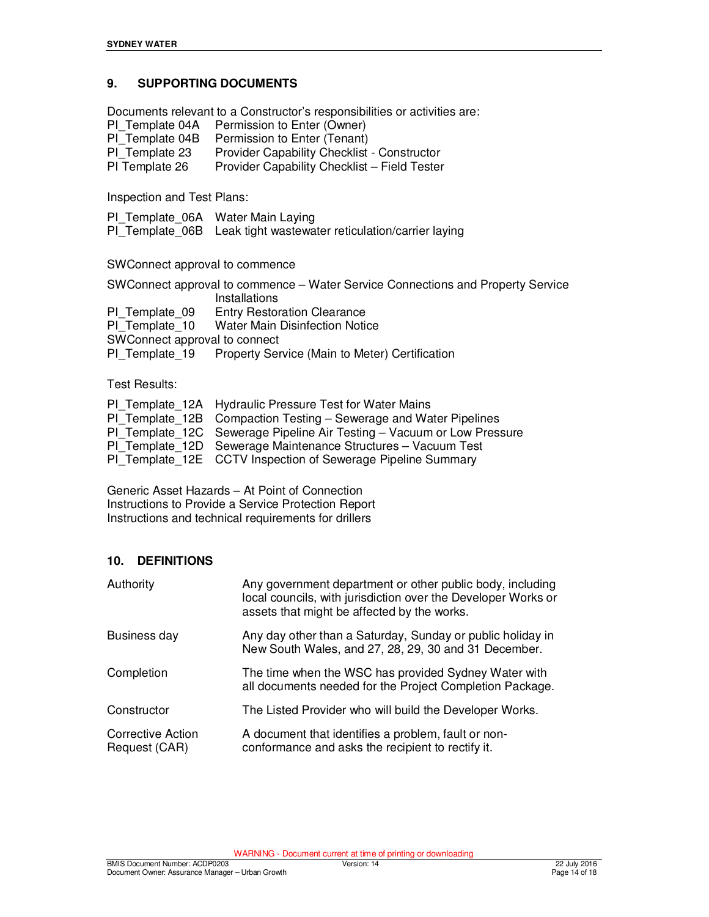## 9. SUPPORTING DOCUMENTS

Documents relevant to a Constructor's responsibilities or activities are:

| | |
|---|---|
| PI_Template 04A | Permission to Enter (Owner) |
| PI_Template 04B | Permission to Enter (Tenant) |
| PI_Template 23 | Provider Capability Checklist - Constructor |
| PI Template 26 | Provider Capability Checklist – Field Tester |

Inspection and Test Plans:

| | |
|---|---|
| PI_Template_06A | Water Main Laying |
| PI_Template_06B | Leak tight wastewater reticulation/carrier laying |

SWConnect approval to commence

SWConnect approval to commence – Water Service Connections and Property Service Installations

| | |
|---|---|
| PI_Template_09 | Entry Restoration Clearance |
| PI_Template_10 | Water Main Disinfection Notice |

SWConnect approval to connect

| | |
|---|---|
| PI_Template_19 | Property Service (Main to Meter) Certification |

Test Results:

| | |
|---|---|
| PI_Template_12A | Hydraulic Pressure Test for Water Mains |
| PI_Template_12B | Compaction Testing – Sewerage and Water Pipelines |
| PI_Template_12C | Sewerage Pipeline Air Testing – Vacuum or Low Pressure |
| PI_Template_12D | Sewerage Maintenance Structures – Vacuum Test |
| PI_Template_12E | CCTV Inspection of Sewerage Pipeline Summary |

Generic Asset Hazards – At Point of Connection
Instructions to Provide a Service Protection Report
Instructions and technical requirements for drillers

## 10. DEFINITIONS

| | |
|---|---|
| Authority | Any government department or other public body, including local councils, with jurisdiction over the Developer Works or assets that might be affected by the works. |
| Business day | Any day other than a Saturday, Sunday or public holiday in New South Wales, and 27, 28, 29, 30 and 31 December. |
| Completion | The time when the WSC has provided Sydney Water with all documents needed for the Project Completion Package. |
| Constructor | The Listed Provider who will build the Developer Works. |
| Corrective Action Request (CAR) | A document that identifies a problem, fault or non-conformance and asks the recipient to rectify it. |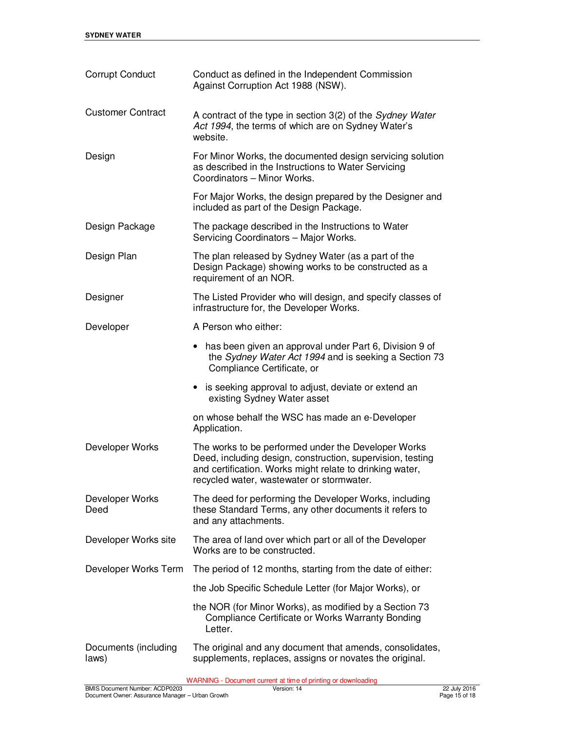| | |
|---|---|
| Corrupt Conduct | Conduct as defined in the Independent Commission Against Corruption Act 1988 (NSW). |
| Customer Contract | A contract of the type in section 3(2) of the *Sydney Water Act 1994*, the terms of which are on Sydney Water's website. |
| Design | For Minor Works, the documented design servicing solution as described in the Instructions to Water Servicing Coordinators – Minor Works.<br><br>For Major Works, the design prepared by the Designer and included as part of the Design Package. |
| Design Package | The package described in the Instructions to Water Servicing Coordinators – Major Works. |
| Design Plan | The plan released by Sydney Water (as a part of the Design Package) showing works to be constructed as a requirement of an NOR. |
| Designer | The Listed Provider who will design, and specify classes of infrastructure for, the Developer Works. |
| Developer | A Person who either:<br><br>• has been given an approval under Part 6, Division 9 of the *Sydney Water Act 1994* and is seeking a Section 73 Compliance Certificate, or<br><br>• is seeking approval to adjust, deviate or extend an existing Sydney Water asset<br><br>on whose behalf the WSC has made an e-Developer Application. |
| Developer Works | The works to be performed under the Developer Works Deed, including design, construction, supervision, testing and certification. Works might relate to drinking water, recycled water, wastewater or stormwater. |
| Developer Works Deed | The deed for performing the Developer Works, including these Standard Terms, any other documents it refers to and any attachments. |
| Developer Works site | The area of land over which part or all of the Developer Works are to be constructed. |
| Developer Works Term | The period of 12 months, starting from the date of either:<br><br>the Job Specific Schedule Letter (for Major Works), or<br><br>the NOR (for Minor Works), as modified by a Section 73 Compliance Certificate or Works Warranty Bonding Letter. |
| Documents (including laws) | The original and any document that amends, consolidates, supplements, replaces, assigns or novates the original. |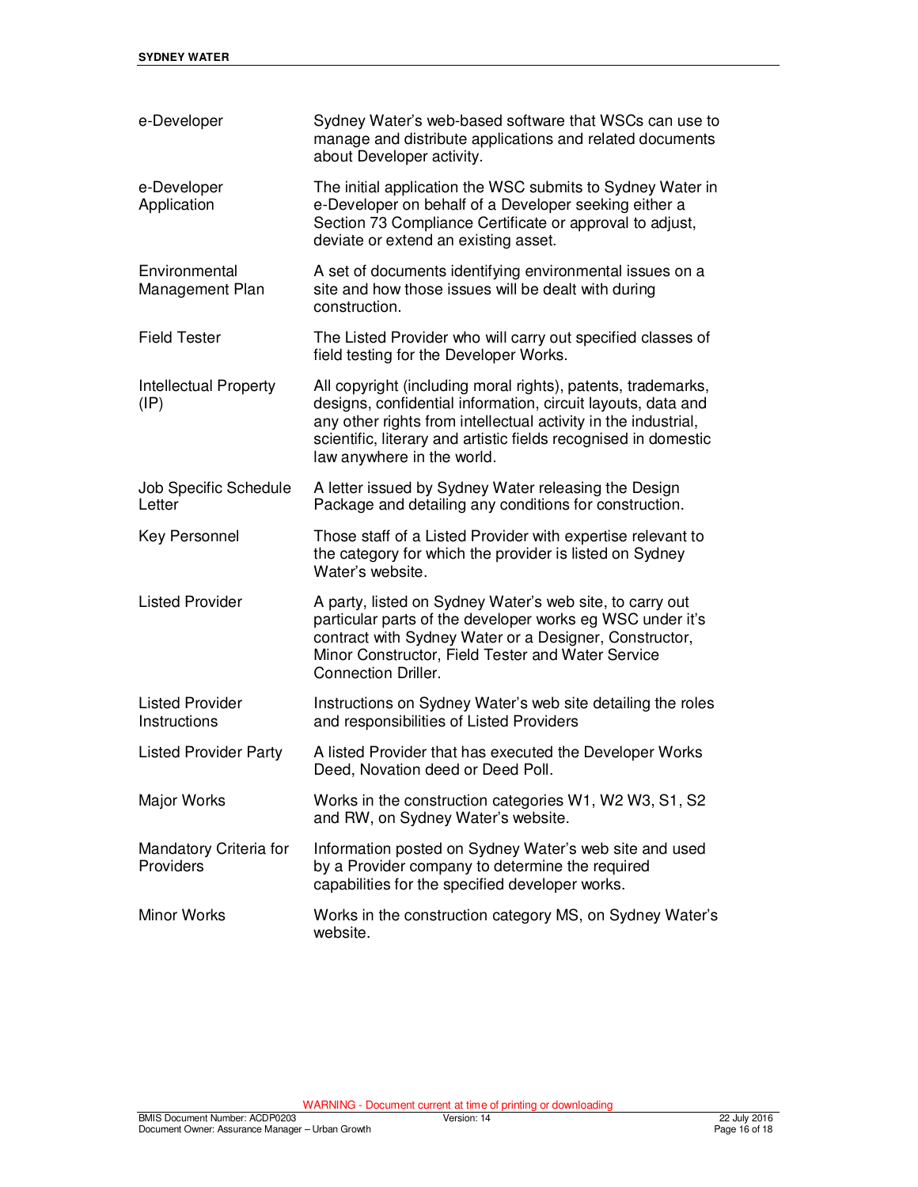| | |
|---|---|
| e-Developer | Sydney Water's web-based software that WSCs can use to manage and distribute applications and related documents about Developer activity. |
| e-Developer Application | The initial application the WSC submits to Sydney Water in e-Developer on behalf of a Developer seeking either a Section 73 Compliance Certificate or approval to adjust, deviate or extend an existing asset. |
| Environmental Management Plan | A set of documents identifying environmental issues on a site and how those issues will be dealt with during construction. |
| Field Tester | The Listed Provider who will carry out specified classes of field testing for the Developer Works. |
| Intellectual Property (IP) | All copyright (including moral rights), patents, trademarks, designs, confidential information, circuit layouts, data and any other rights from intellectual activity in the industrial, scientific, literary and artistic fields recognised in domestic law anywhere in the world. |
| Job Specific Schedule Letter | A letter issued by Sydney Water releasing the Design Package and detailing any conditions for construction. |
| Key Personnel | Those staff of a Listed Provider with expertise relevant to the category for which the provider is listed on Sydney Water's website. |
| Listed Provider | A party, listed on Sydney Water's web site, to carry out particular parts of the developer works eg WSC under it's contract with Sydney Water or a Designer, Constructor, Minor Constructor, Field Tester and Water Service Connection Driller. |
| Listed Provider Instructions | Instructions on Sydney Water's web site detailing the roles and responsibilities of Listed Providers |
| Listed Provider Party | A listed Provider that has executed the Developer Works Deed, Novation deed or Deed Poll. |
| Major Works | Works in the construction categories W1, W2 W3, S1, S2 and RW, on Sydney Water's website. |
| Mandatory Criteria for Providers | Information posted on Sydney Water's web site and used by a Provider company to determine the required capabilities for the specified developer works. |
| Minor Works | Works in the construction category MS, on Sydney Water's website. |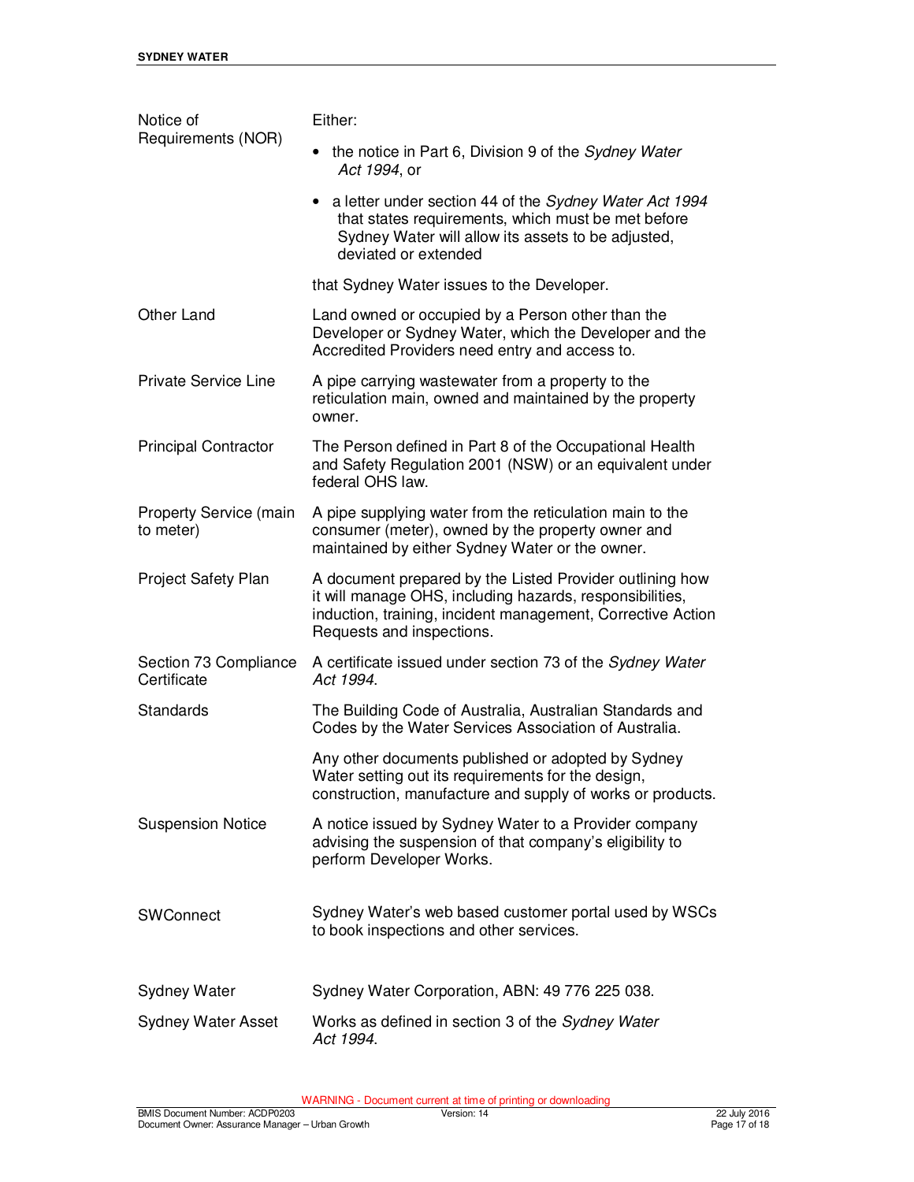| | |
|---|---|
| Notice of Requirements (NOR) | Either:<br>• the notice in Part 6, Division 9 of the *Sydney Water Act 1994*, or<br>• a letter under section 44 of the *Sydney Water Act 1994* that states requirements, which must be met before Sydney Water will allow its assets to be adjusted, deviated or extended<br><br>that Sydney Water issues to the Developer. |
| Other Land | Land owned or occupied by a Person other than the Developer or Sydney Water, which the Developer and the Accredited Providers need entry and access to. |
| Private Service Line | A pipe carrying wastewater from a property to the reticulation main, owned and maintained by the property owner. |
| Principal Contractor | The Person defined in Part 8 of the Occupational Health and Safety Regulation 2001 (NSW) or an equivalent under federal OHS law. |
| Property Service (main to meter) | A pipe supplying water from the reticulation main to the consumer (meter), owned by the property owner and maintained by either Sydney Water or the owner. |
| Project Safety Plan | A document prepared by the Listed Provider outlining how it will manage OHS, including hazards, responsibilities, induction, training, incident management, Corrective Action Requests and inspections. |
| Section 73 Compliance Certificate | A certificate issued under section 73 of the *Sydney Water Act 1994*. |
| Standards | The Building Code of Australia, Australian Standards and Codes by the Water Services Association of Australia.<br><br>Any other documents published or adopted by Sydney Water setting out its requirements for the design, construction, manufacture and supply of works or products. |
| Suspension Notice | A notice issued by Sydney Water to a Provider company advising the suspension of that company's eligibility to perform Developer Works. |
| SWConnect | Sydney Water's web based customer portal used by WSCs to book inspections and other services. |
| Sydney Water | Sydney Water Corporation, ABN: 49 776 225 038. |
| Sydney Water Asset | Works as defined in section 3 of the *Sydney Water Act 1994*. |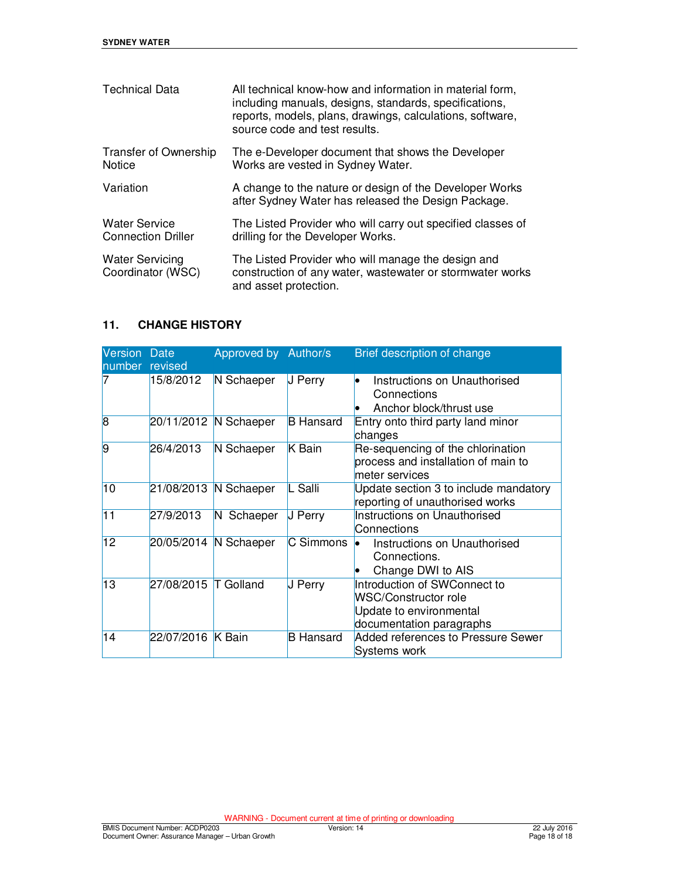| | |
|---|---|
| Technical Data | All technical know-how and information in material form, including manuals, designs, standards, specifications, reports, models, plans, drawings, calculations, software, source code and test results. |
| Transfer of Ownership Notice | The e-Developer document that shows the Developer Works are vested in Sydney Water. |
| Variation | A change to the nature or design of the Developer Works after Sydney Water has released the Design Package. |
| Water Service Connection Driller | The Listed Provider who will carry out specified classes of drilling for the Developer Works. |
| Water Servicing Coordinator (WSC) | The Listed Provider who will manage the design and construction of any water, wastewater or stormwater works and asset protection. |

## 11. CHANGE HISTORY

| Version number | Date revised | Approved by | Author/s | Brief description of change |
|---|---|---|---|---|
| 7 | 15/8/2012 | N Schaeper | J Perry | • Instructions on Unauthorised Connections<br>• Anchor block/thrust use |
| 8 | 20/11/2012 | N Schaeper | B Hansard | Entry onto third party land minor changes |
| 9 | 26/4/2013 | N Schaeper | K Bain | Re-sequencing of the chlorination process and installation of main to meter services |
| 10 | 21/08/2013 | N Schaeper | L Salli | Update section 3 to include mandatory reporting of unauthorised works |
| 11 | 27/9/2013 | N Schaeper | J Perry | Instructions on Unauthorised Connections |
| 12 | 20/05/2014 | N Schaeper | C Simmons | • Instructions on Unauthorised Connections.<br>• Change DWI to AIS |
| 13 | 27/08/2015 | T Golland | J Perry | Introduction of SWConnect to WSC/Constructor role<br>Update to environmental documentation paragraphs |
| 14 | 22/07/2016 | K Bain | B Hansard | Added references to Pressure Sewer Systems work |